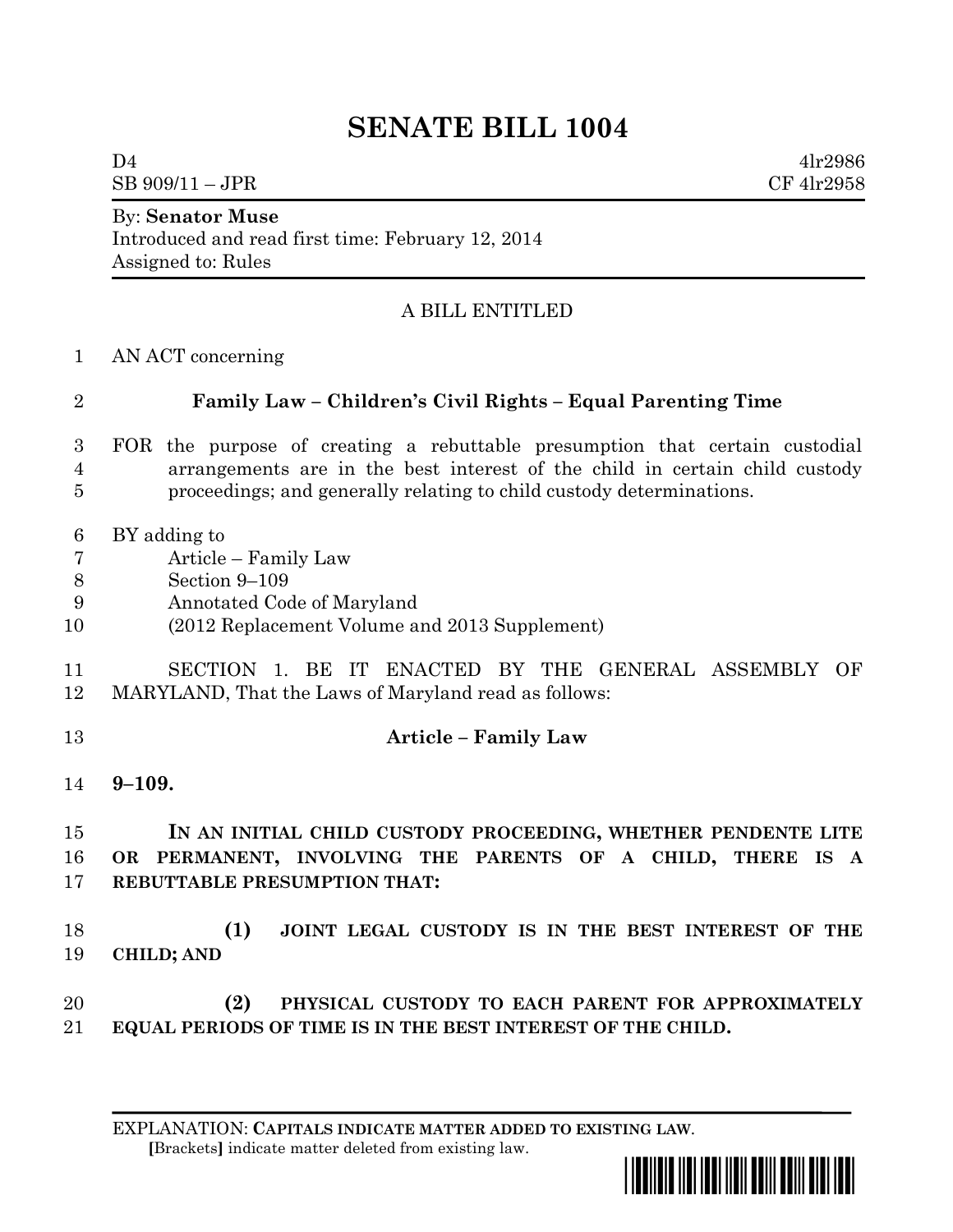# SENATE BILL 1004

D4 4lr2986
SB 909/11 – JPR CF 4lr2958

By: **Senator Muse**
Introduced and read first time: February 12, 2014
Assigned to: Rules

A BILL ENTITLED

1 AN ACT concerning

2 **Family Law – Children's Civil Rights – Equal Parenting Time**

3 FOR the purpose of creating a rebuttable presumption that certain custodial
4 arrangements are in the best interest of the child in certain child custody
5 proceedings; and generally relating to child custody determinations.

6 BY adding to
7 Article – Family Law
8 Section 9–109
9 Annotated Code of Maryland
10 (2012 Replacement Volume and 2013 Supplement)

11 SECTION 1. BE IT ENACTED BY THE GENERAL ASSEMBLY OF
12 MARYLAND, That the Laws of Maryland read as follows:

13 **Article – Family Law**

14 **9–109.**

15 **IN AN INITIAL CHILD CUSTODY PROCEEDING, WHETHER PENDENTE LITE**
16 **OR PERMANENT, INVOLVING THE PARENTS OF A CHILD, THERE IS A**
17 **REBUTTABLE PRESUMPTION THAT:**

18 **(1) JOINT LEGAL CUSTODY IS IN THE BEST INTEREST OF THE**
19 **CHILD; AND**

20 **(2) PHYSICAL CUSTODY TO EACH PARENT FOR APPROXIMATELY**
21 **EQUAL PERIODS OF TIME IS IN THE BEST INTEREST OF THE CHILD.**

EXPLANATION: **CAPITALS INDICATE MATTER ADDED TO EXISTING LAW.**
[Brackets] indicate matter deleted from existing law.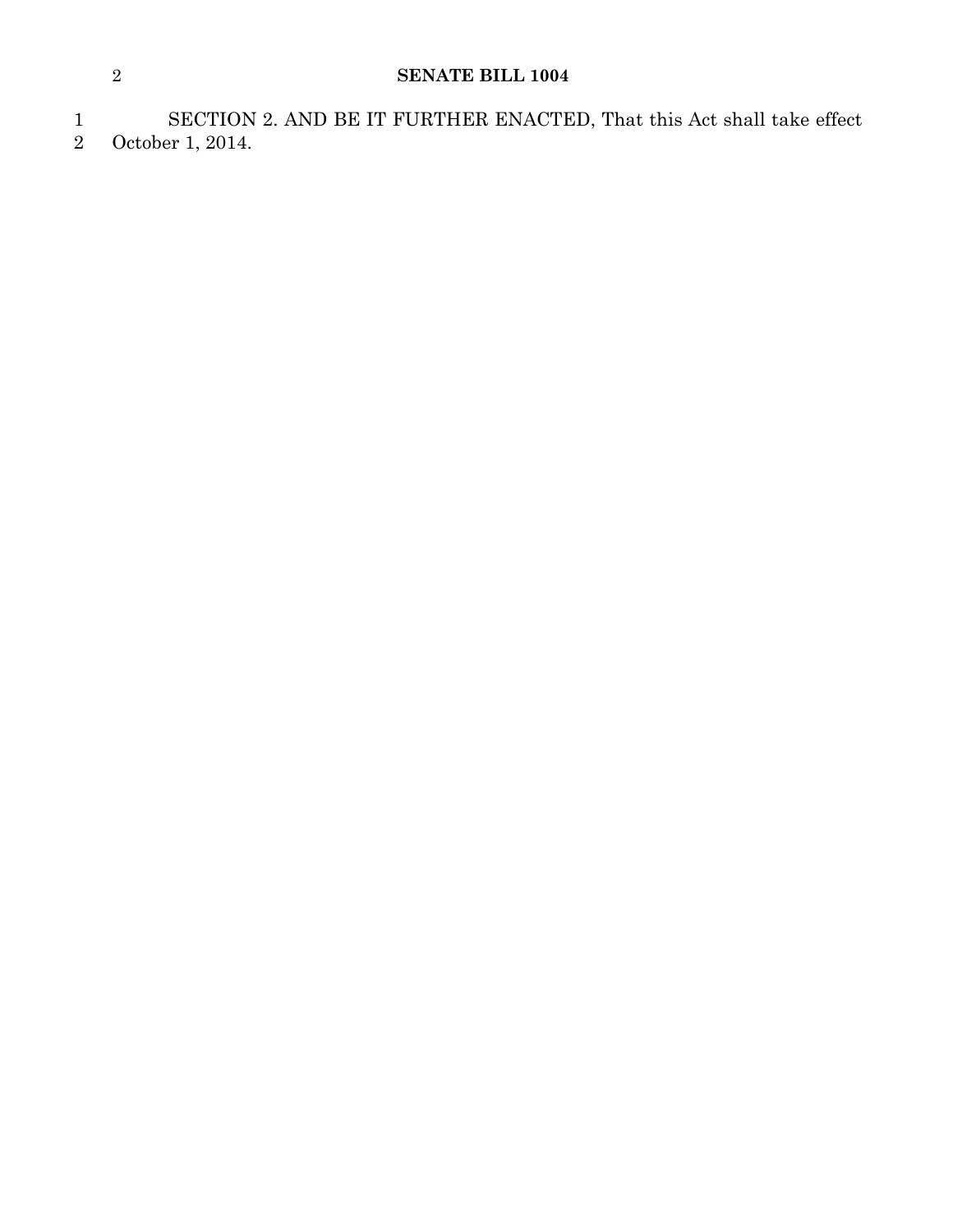SECTION 2. AND BE IT FURTHER ENACTED, That this Act shall take effect October 1, 2014.